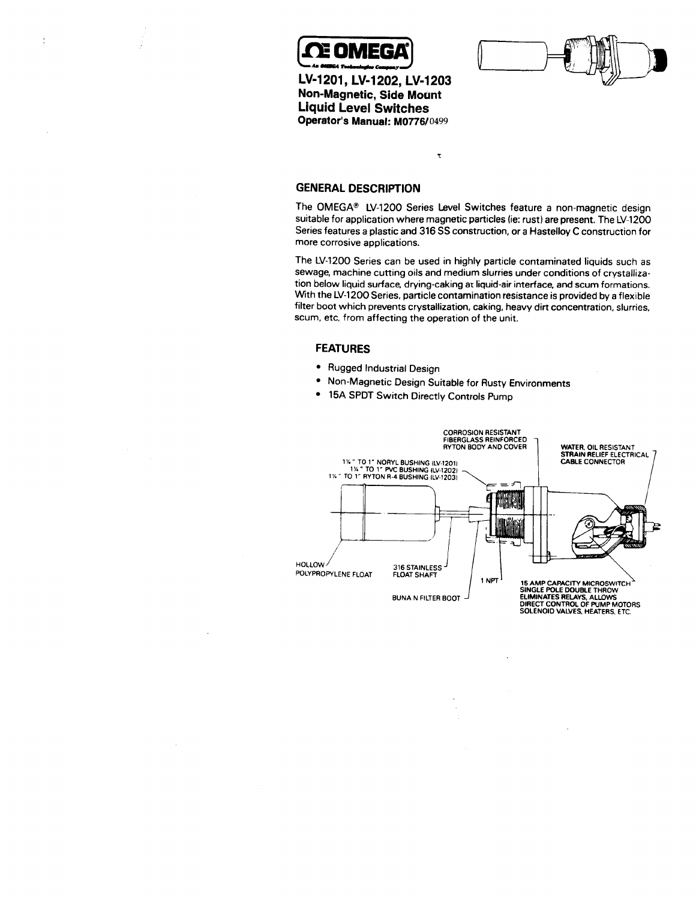# OMEGA

An OMEGA Technologies Company

## LV-1201, LV-1202, LV-1203
### Non-Magnetic, Side Mount
### Liquid Level Switches
**Operator's Manual: M0776/0499**

## GENERAL DESCRIPTION

The OMEGA® LV-1200 Series Level Switches feature a non-magnetic design suitable for application where magnetic particles (ie: rust) are present. The LV-1200 Series features a plastic and 316 SS construction, or a Hastelloy C construction for more corrosive applications.

The LV-1200 Series can be used in highly particle contaminated liquids such as sewage, machine cutting oils and medium slurries under conditions of crystallization below liquid surface, drying-caking at liquid-air interface, and scum formations. With the LV-1200 Series, particle contamination resistance is provided by a flexible filter boot which prevents crystallization, caking, heavy dirt concentration, slurries, scum, etc, from affecting the operation of the unit.

### FEATURES

- Rugged Industrial Design
- Non-Magnetic Design Suitable for Rusty Environments
- 15A SPDT Switch Directly Controls Pump

CORROSION RESISTANT FIBERGLASS REINFORCED RYTON BODY AND COVER

WATER, OIL RESISTANT STRAIN RELIEF ELECTRICAL CABLE CONNECTOR

1¼" TO 1" NORYL BUSHING (LV-1201)
1¼" TO 1" PVC BUSHING (LV-1202)
1¼" TO 1" RYTON R-4 BUSHING (LV-1203)

HOLLOW POLYPROPYLENE FLOAT

316 STAINLESS FLOAT SHAFT

1 NPT

BUNA N FILTER BOOT

15 AMP CAPACITY MICROSWITCH SINGLE POLE DOUBLE THROW ELIMINATES RELAYS, ALLOWS DIRECT CONTROL OF PUMP MOTORS SOLENOID VALVES, HEATERS, ETC.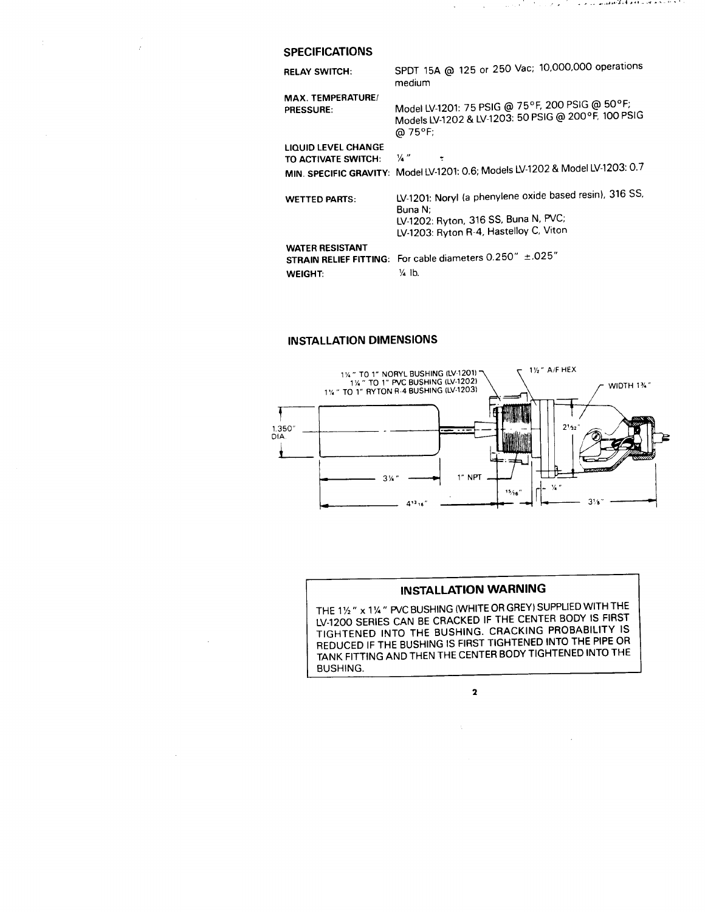## SPECIFICATIONS

| | |
|---|---|
| **RELAY SWITCH:** | SPDT 15A @ 125 or 250 Vac; 10,000,000 operations medium |
| **MAX. TEMPERATURE/ PRESSURE:** | Model LV-1201: 75 PSIG @ 75°F, 200 PSIG @ 50°F; Models LV-1202 & LV-1203: 50 PSIG @ 200°F, 100 PSIG @ 75°F; |
| **LIQUID LEVEL CHANGE TO ACTIVATE SWITCH:** | ¼" |
| **MIN. SPECIFIC GRAVITY:** | Model LV-1201: 0.6; Models LV-1202 & Model LV-1203: 0.7 |
| **WETTED PARTS:** | LV-1201: Noryl (a phenylene oxide based resin), 316 SS, Buna N;<br>LV-1202: Ryton, 316 SS, Buna N, PVC;<br>LV-1203: Ryton R-4, Hastelloy C, Viton |
| **WATER RESISTANT STRAIN RELIEF FITTING:** | For cable diameters 0.250" ±.025" |
| **WEIGHT:** | ¼ lb. |

## INSTALLATION DIMENSIONS

1¼" TO 1" NORYL BUSHING (LV-1201)
1¼" TO 1" PVC BUSHING (LV-1202)
1¼" TO 1" RYTON R-4 BUSHING (LV-1203)
1½" A/F HEX
WIDTH 1¾"
1.350" DIA.
3¼"
1" NPT
4¹³⁄₁₆"
¹⁵⁄₁₆"
¼"
2¹⁄₃₂"
3⅛"

### INSTALLATION WARNING

THE 1½" x 1¼" PVC BUSHING (WHITE OR GREY) SUPPLIED WITH THE LV-1200 SERIES CAN BE CRACKED IF THE CENTER BODY IS FIRST TIGHTENED INTO THE BUSHING. CRACKING PROBABILITY IS REDUCED IF THE BUSHING IS FIRST TIGHTENED INTO THE PIPE OR TANK FITTING AND THEN THE CENTER BODY TIGHTENED INTO THE BUSHING.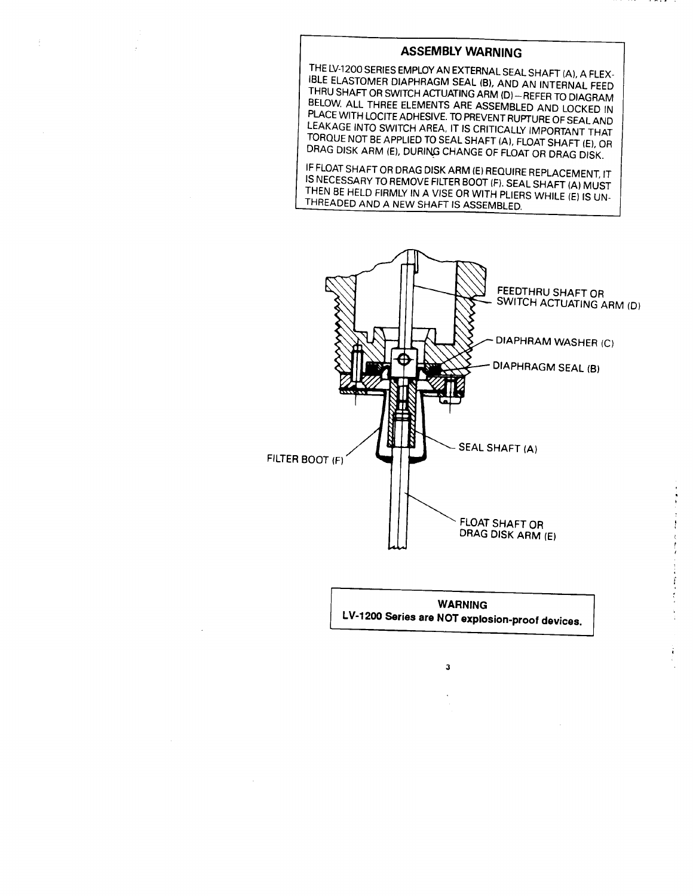## ASSEMBLY WARNING

THE LV-1200 SERIES EMPLOY AN EXTERNAL SEAL SHAFT (A), A FLEXIBLE ELASTOMER DIAPHRAGM SEAL (B), AND AN INTERNAL FEED THRU SHAFT OR SWITCH ACTUATING ARM (D)—REFER TO DIAGRAM BELOW. ALL THREE ELEMENTS ARE ASSEMBLED AND LOCKED IN PLACE WITH LOCITE ADHESIVE. TO PREVENT RUPTURE OF SEAL AND LEAKAGE INTO SWITCH AREA, IT IS CRITICALLY IMPORTANT THAT TORQUE NOT BE APPLIED TO SEAL SHAFT (A), FLOAT SHAFT (E), OR DRAG DISK ARM (E), DURING CHANGE OF FLOAT OR DRAG DISK.

IF FLOAT SHAFT OR DRAG DISK ARM (E) REQUIRE REPLACEMENT, IT IS NECESSARY TO REMOVE FILTER BOOT (F). SEAL SHAFT (A) MUST THEN BE HELD FIRMLY IN A VISE OR WITH PLIERS WHILE (E) IS UNTHREADED AND A NEW SHAFT IS ASSEMBLED.

FEEDTHRU SHAFT OR SWITCH ACTUATING ARM (D)

DIAPHRAM WASHER (C)

DIAPHRAGM SEAL (B)

SEAL SHAFT (A)

FILTER BOOT (F)

FLOAT SHAFT OR DRAG DISK ARM (E)

**WARNING**

**LV-1200 Series are NOT explosion-proof devices.**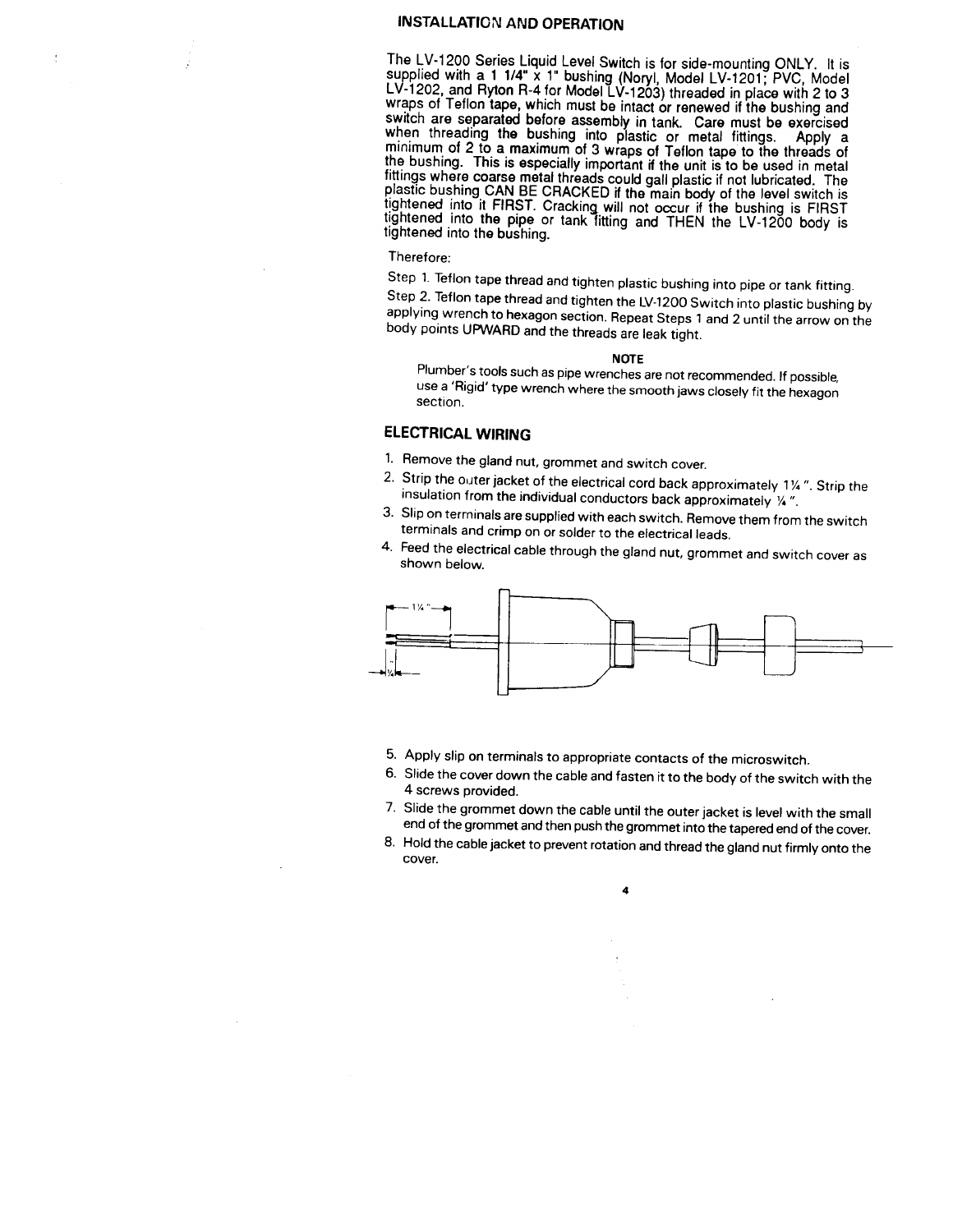## INSTALLATION AND OPERATION

The LV-1200 Series Liquid Level Switch is for side-mounting ONLY. It is supplied with a 1 1/4" x 1" bushing (Noryl, Model LV-1201; PVC, Model LV-1202, and Ryton R-4 for Model LV-1203) threaded in place with 2 to 3 wraps of Teflon tape, which must be intact or renewed if the bushing and switch are separated before assembly in tank. Care must be exercised when threading the bushing into plastic or metal fittings. Apply a minimum of 2 to a maximum of 3 wraps of Teflon tape to the threads of the bushing. This is especially important if the unit is to be used in metal fittings where coarse metal threads could gall plastic if not lubricated. The plastic bushing CAN BE CRACKED if the main body of the level switch is tightened into it FIRST. Cracking will not occur if the bushing is FIRST tightened into the pipe or tank fitting and THEN the LV-1200 body is tightened into the bushing.

Therefore:

Step 1. Teflon tape thread and tighten plastic bushing into pipe or tank fitting.

Step 2. Teflon tape thread and tighten the LV-1200 Switch into plastic bushing by applying wrench to hexagon section. Repeat Steps 1 and 2 until the arrow on the body points UPWARD and the threads are leak tight.

**NOTE**

Plumber's tools such as pipe wrenches are not recommended. If possible, use a 'Rigid' type wrench where the smooth jaws closely fit the hexagon section.

## ELECTRICAL WIRING

1. Remove the gland nut, grommet and switch cover.
2. Strip the outer jacket of the electrical cord back approximately 1¼". Strip the insulation from the individual conductors back approximately ¼".
3. Slip on terminals are supplied with each switch. Remove them from the switch terminals and crimp on or solder to the electrical leads.
4. Feed the electrical cable through the gland nut, grommet and switch cover as shown below.

1¼"

¼"

5. Apply slip on terminals to appropriate contacts of the microswitch.
6. Slide the cover down the cable and fasten it to the body of the switch with the 4 screws provided.
7. Slide the grommet down the cable until the outer jacket is level with the small end of the grommet and then push the grommet into the tapered end of the cover.
8. Hold the cable jacket to prevent rotation and thread the gland nut firmly onto the cover.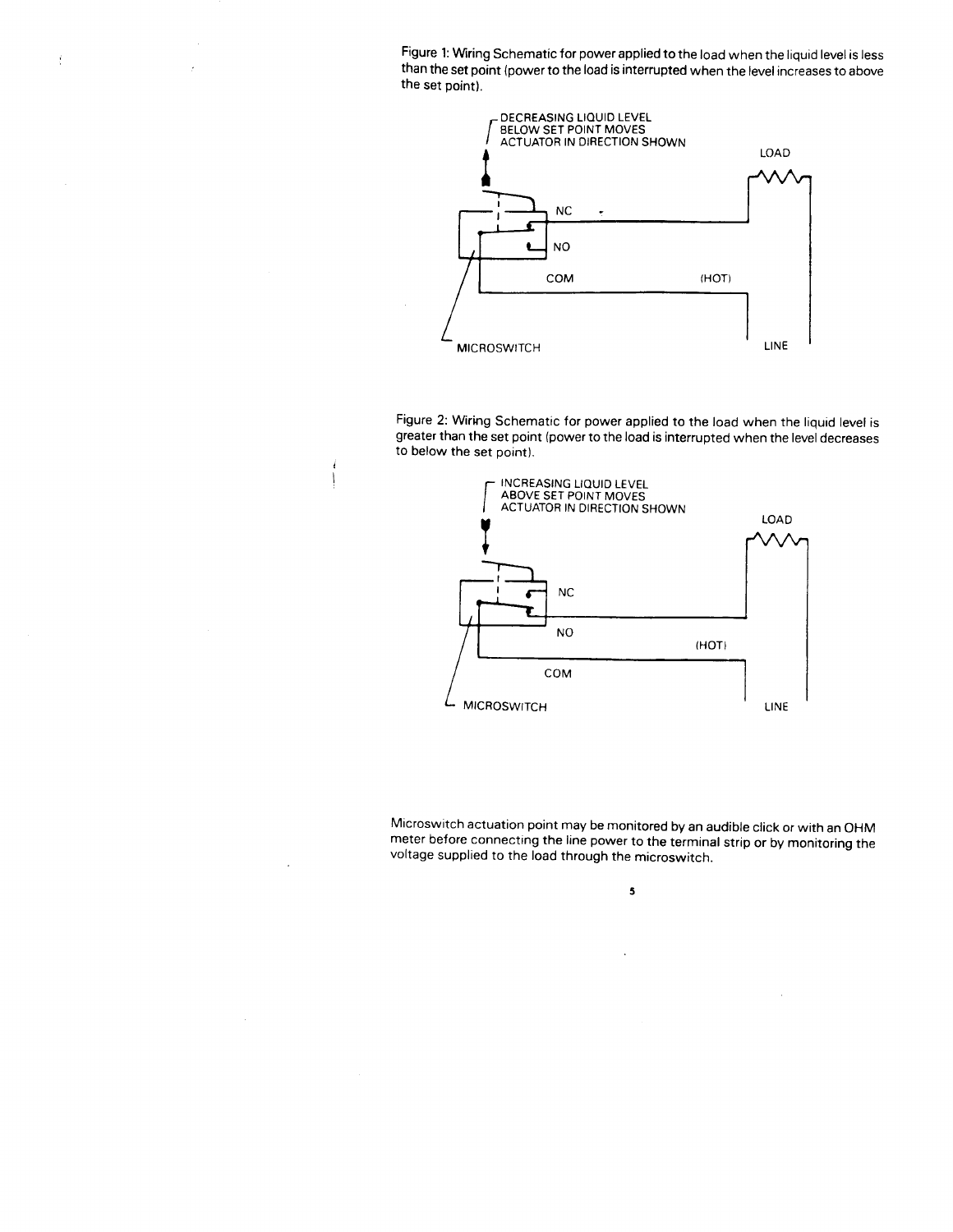Figure 1: Wiring Schematic for power applied to the load when the liquid level is less than the set point (power to the load is interrupted when the level increases to above the set point).

Figure 2: Wiring Schematic for power applied to the load when the liquid level is greater than the set point (power to the load is interrupted when the level decreases to below the set point).

Microswitch actuation point may be monitored by an audible click or with an OHM meter before connecting the line power to the terminal strip or by monitoring the voltage supplied to the load through the microswitch.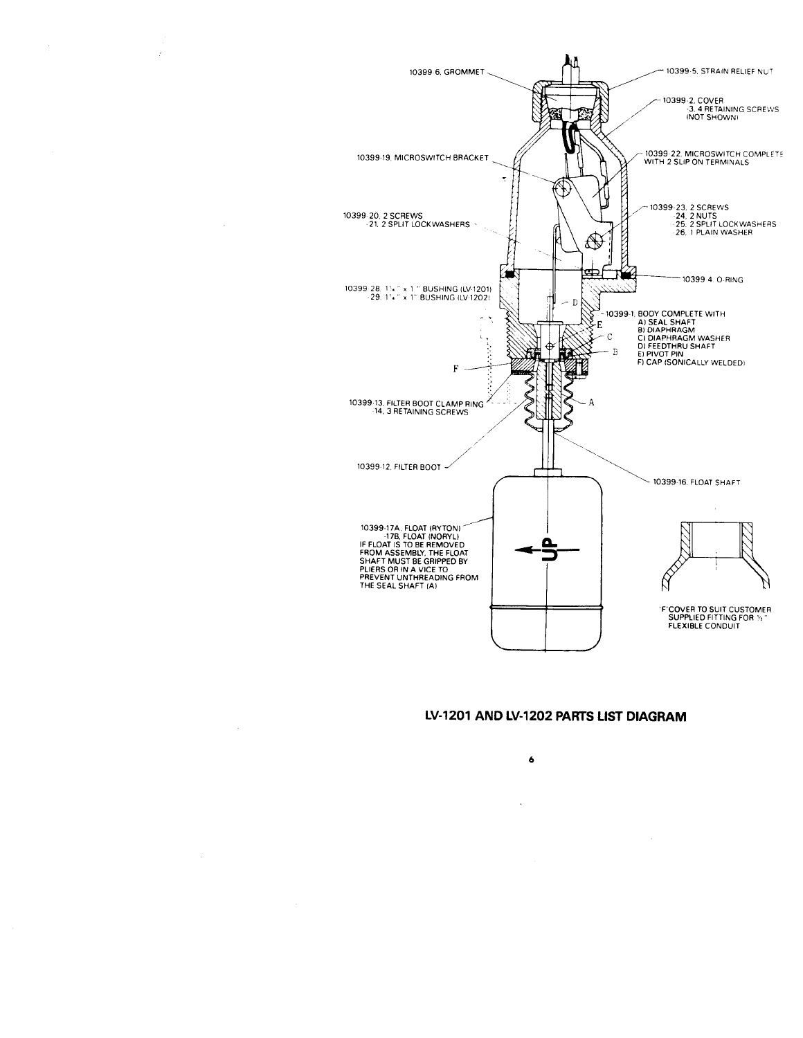10399-6, GROMMET

10399-5, STRAIN RELIEF NUT

10399-2, COVER
-3, 4 RETAINING SCREWS (NOT SHOWN)

10399-19, MICROSWITCH BRACKET

10399-22, MICROSWITCH COMPLETE WITH 2 SLIP ON TERMINALS

10399-20, 2 SCREWS
-21, 2 SPLIT LOCKWASHERS

10399-23, 2 SCREWS
-24, 2 NUTS
-25, 2 SPLIT LOCKWASHERS
-26, 1 PLAIN WASHER

10399-4, O-RING

10399-28, 1¼" x 1" BUSHING (LV-1201)
-29, 1¼" x 1" BUSHING (LV-1202)

10399-1, BODY COMPLETE WITH
A) SEAL SHAFT
B) DIAPHRAGM
C) DIAPHRAGM WASHER
D) FEEDTHRU SHAFT
E) PIVOT PIN
F) CAP (SONICALLY WELDED)

10399-13, FILTER BOOT CLAMP RING
-14, 3 RETAINING SCREWS

10399-12, FILTER BOOT

10399-16, FLOAT SHAFT

10399-17A, FLOAT (RYTON)
-17B, FLOAT (NORYL)
IF FLOAT IS TO BE REMOVED FROM ASSEMBLY, THE FLOAT SHAFT MUST BE GRIPPED BY PLIERS OR IN A VICE TO PREVENT UNTHREADING FROM THE SEAL SHAFT (A)

UP

'F' COVER TO SUIT CUSTOMER SUPPLIED FITTING FOR ½" FLEXIBLE CONDUIT

**LV-1201 AND LV-1202 PARTS LIST DIAGRAM**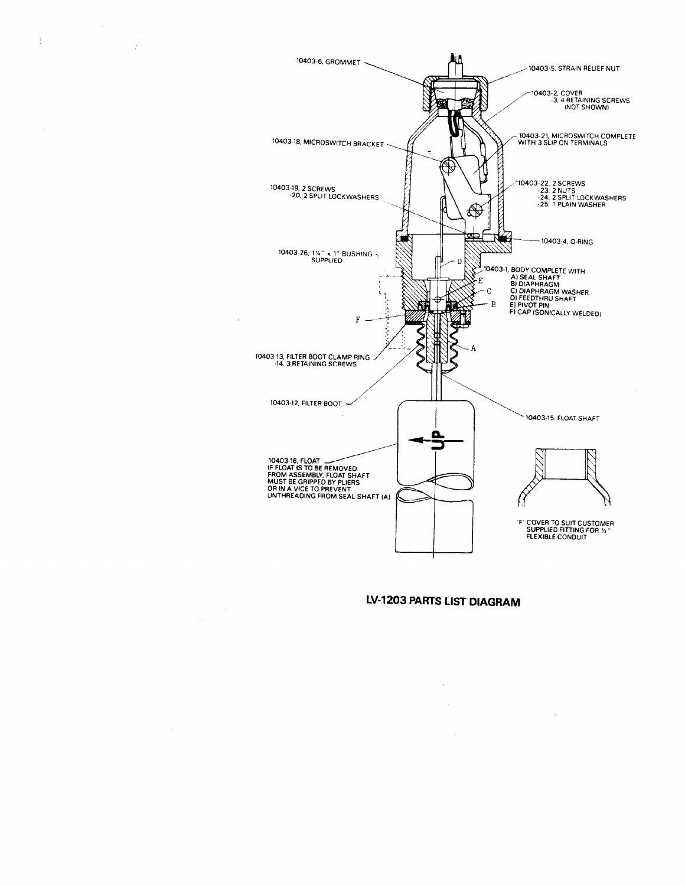10403-6, GROMMET

10403-5, STRAIN RELIEF NUT

10403-2, COVER
-3, 4 RETAINING SCREWS (NOT SHOWN)

10403-21, MICROSWITCH COMPLETE WITH 3 SLIP ON TERMINALS

10403-18, MICROSWITCH BRACKET

10403-22, 2 SCREWS
-23, 2 NUTS
-24, 2 SPLIT LOCKWASHERS
-25, 1 PLAIN WASHER

10403-19, 2 SCREWS
-20, 2 SPLIT LOCKWASHERS

10403-4, O-RING

10403-26, 1¼" x 1" BUSHING SUPPLIED

10403-1, BODY COMPLETE WITH
A) SEAL SHAFT
B) DIAPHRAGM
C) DIAPHRAGM WASHER
D) FEEDTHRU SHAFT
E) PIVOT PIN
F) CAP (SONICALLY WELDED)

10403-13, FILTER BOOT CLAMP RING
-14, 3 RETAINING SCREWS

10403-12, FILTER BOOT

10403-15, FLOAT SHAFT

10403-16, FLOAT
IF FLOAT IS TO BE REMOVED FROM ASSEMBLY, FLOAT SHAFT MUST BE GRIPPED BY PLIERS OR IN A VICE TO PREVENT UNTHREADING FROM SEAL SHAFT (A)

UP

'F' COVER TO SUIT CUSTOMER SUPPLIED FITTING FOR ½" FLEXIBLE CONDUIT

**LV-1203 PARTS LIST DIAGRAM**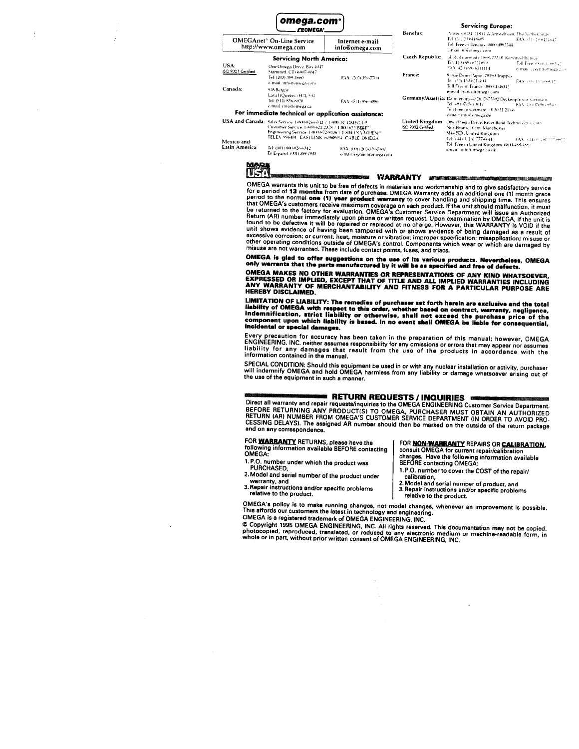**omega.com®**
**OMEGA®**

| OMEGAnet® On-Line Service http://www.omega.com | Internet e-mail info@omega.com |
|---|---|

## Servicing North America:

**USA:**
ISO 9001 Certified
One Omega Drive, Box 4047
Stamford, CT 06907-0047
Tel: (203) 359-1660 FAX: (203) 359-7700
e-mail: info@omega.com

**Canada:**
976 Bergar
Laval (Quebec) H7L 5A1
Tel: (514) 856-6928 FAX: (514) 856-6886
e-mail: info@omega.ca

### For immediate technical or application assistance:

**USA and Canada:** Sales Service: 1-800-826-6342 / 1-800-TC-OMEGA℠
Customer Service: 1-800-622-2378 / 1-800-622-BEST℠
Engineering Service: 1-800-872-9436 / 1-800-USA-WHEN℠
TELEX: 996404 EASYLINK: 62968934 CABLE: OMEGA

**Mexico and Latin America:** Tel: (001) 800-826-6342 FAX: (001) 203-359-7807
En Español: (001) 359-7803 e-mail: espanol@omega.com

## Servicing Europe:

**Benelux:** Postbus 8034, 1180 LA Amstelveen, The Netherlands
Tel: (31) 20 6418405 FAX: (31) 20 6434643
Toll Free in Benelux: 0800 0993344
e-mail: nl@omega.com

**Czech Republic:** ul. Rude armady 1868, 733 01 Karvina-Hranice
Tel: 420 (69) 6311899 Toll Free: 0800-1-66342
FAX: 420 (69) 6311114 e-mail: czech@omega.com

**France:** 9, rue Denis Papin, 78190 Trappes
Tel: (33) 130-621-400 FAX: (33) 130-699-120
Toll Free in France: 0800-4-06342
e-mail: france@omega.com

**Germany/Austria:** Daimlerstrasse 26, D-75392 Deckenpfronn, Germany
Tel: 49 (07056) 3017 FAX: 49 (07056) 8540
Toll Free in Germany: 0130 11 21 66
e-mail: info@omega.de

**United Kingdom:** One Omega Drive, River Bend Technology Centre
ISO 9002 Certified
Northbank, Irlam, Manchester
M44 5EX, United Kingdom
Tel: +44 (0) 161 777-6611 FAX: +44 (0) 161 777-6622
Toll Free in United Kingdom: 0800-488-488
e-mail: info@omega.co.uk

MADE IN USA

## WARRANTY

OMEGA warrants this unit to be free of defects in materials and workmanship and to give satisfactory service for a period of **13 months** from date of purchase. OMEGA Warranty adds an additional one (1) month grace period to the normal **one (1) year product warranty** to cover handling and shipping time. This ensures that OMEGA's customers receive maximum coverage on each product. If the unit should malfunction, it must be returned to the factory for evaluation. OMEGA's Customer Service Department will issue an Authorized Return (AR) number immediately upon phone or written request. Upon examination by OMEGA, if the unit is found to be defective it will be repaired or replaced at no charge. However, this WARRANTY is VOID if the unit shows evidence of having been tampered with or shows evidence of being damaged as a result of excessive corrosion; or current, heat, moisture or vibration; improper specification; misapplication; misuse or other operating conditions outside of OMEGA's control. Components which wear or which are damaged by misuse are not warranted. These include contact points, fuses, and triacs.

**OMEGA is glad to offer suggestions on the use of its various products. Nevertheless, OMEGA only warrants that the parts manufactured by it will be as specified and free of defects.**

**OMEGA MAKES NO OTHER WARRANTIES OR REPRESENTATIONS OF ANY KIND WHATSOEVER, EXPRESSED OR IMPLIED, EXCEPT THAT OF TITLE AND ALL IMPLIED WARRANTIES INCLUDING ANY WARRANTY OF MERCHANTABILITY AND FITNESS FOR A PARTICULAR PURPOSE ARE HEREBY DISCLAIMED.**

**LIMITATION OF LIABILITY: The remedies of purchaser set forth herein are exclusive and the total liability of OMEGA with respect to this order, whether based on contract, warranty, negligence, indemnification, strict liability or otherwise, shall not exceed the purchase price of the component upon which liability is based. In no event shall OMEGA be liable for consequential, incidental or special damages.**

Every precaution for accuracy has been taken in the preparation of this manual; however, OMEGA ENGINEERING, INC. neither assumes responsibility for any omissions or errors that may appear nor assumes liability for any damages that result from the use of the products in accordance with the information contained in the manual.

SPECIAL CONDITION: Should this equipment be used in or with any nuclear installation or activity, purchaser will indemnify OMEGA and hold OMEGA harmless from any liability or damage whatsoever arising out of the use of the equipment in such a manner.

## RETURN REQUESTS / INQUIRIES

Direct all warranty and repair requests/inquiries to the OMEGA ENGINEERING Customer Service Department. BEFORE RETURNING ANY PRODUCT(S) TO OMEGA, PURCHASER MUST OBTAIN AN AUTHORIZED RETURN (AR) NUMBER FROM OMEGA'S CUSTOMER SERVICE DEPARTMENT (IN ORDER TO AVOID PROCESSING DELAYS). The assigned AR number should then be marked on the outside of the return package and on any correspondence.

FOR **WARRANTY** RETURNS, please have the following information available BEFORE contacting OMEGA:

1. P.O. number under which the product was PURCHASED,
2. Model and serial number of the product under warranty, and
3. Repair instructions and/or specific problems relative to the product.

FOR **NON-WARRANTY** REPAIRS OR **CALIBRATION**, consult OMEGA for current repair/calibration charges. Have the following information available BEFORE contacting OMEGA:

1. P.O. number to cover the COST of the repair/calibration,
2. Model and serial number of product, and
3. Repair instructions and/or specific problems relative to the product.

OMEGA's policy is to make running changes, not model changes, whenever an improvement is possible. This affords our customers the latest in technology and engineering.

OMEGA is a registered trademark of OMEGA ENGINEERING, INC.

© Copyright 1995 OMEGA ENGINEERING, INC. All rights reserved. This documentation may not be copied, photocopied, reproduced, translated, or reduced to any electronic medium or machine-readable form, in whole or in part, without prior written consent of OMEGA ENGINEERING, INC.